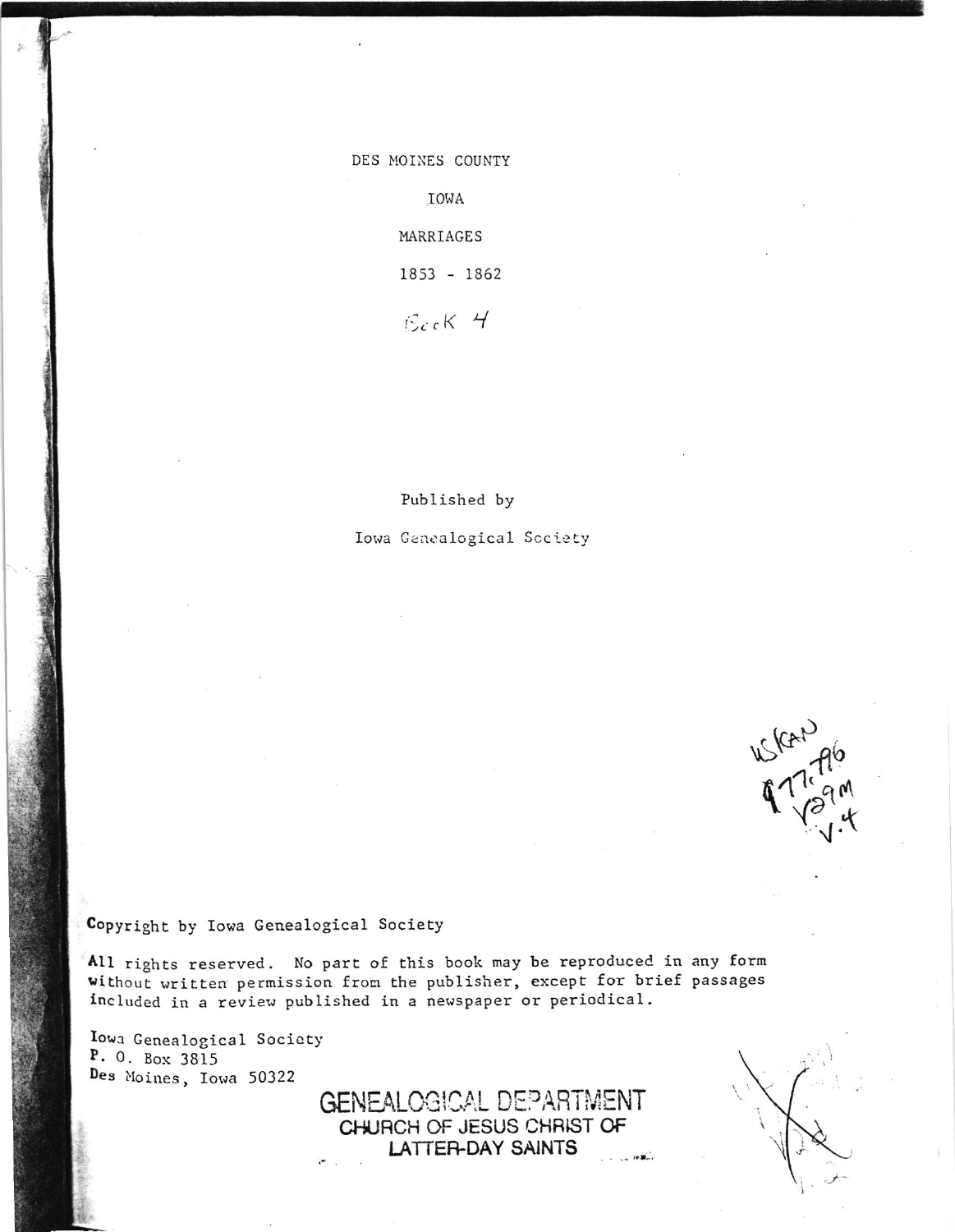# DES MOINES COUNTY

# IOWA

# MARRIAGES

# 1853 - 1862

Book 4

Published by

Iowa Genealogical Society

US/CAN
977.796
V29m
v.4

Copyright by Iowa Genealogical Society

All rights reserved. No part of this book may be reproduced in any form without written permission from the publisher, except for brief passages included in a review published in a newspaper or periodical.

Iowa Genealogical Society
P. O. Box 3815
Des Moines, Iowa 50322

GENEALOGICAL DEPARTMENT
CHURCH OF JESUS CHRIST OF
LATTER-DAY SAINTS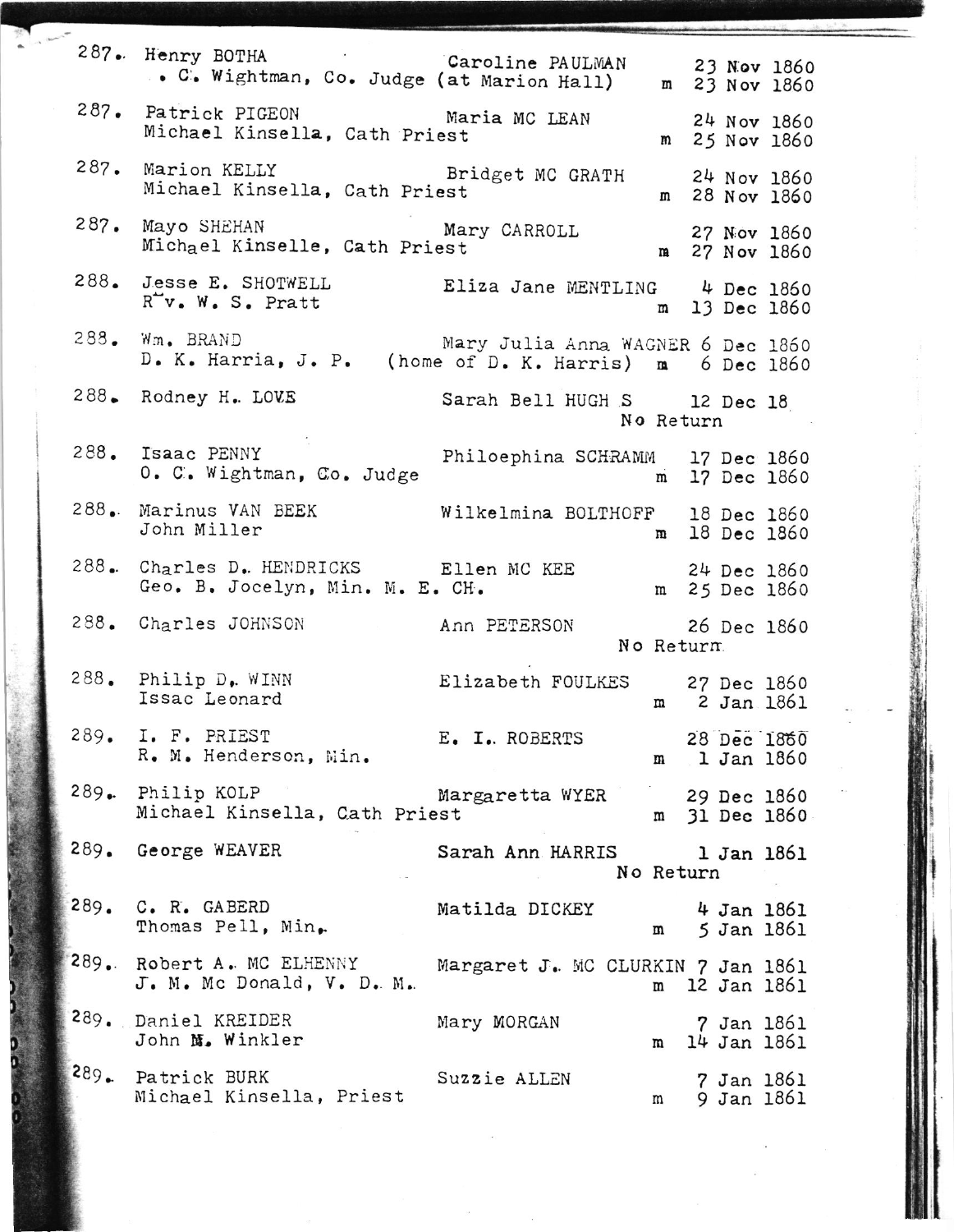| | | | |
|---|---|---|---|
| 287. | Henry BOTHA<br>. C. Wightman, Co. Judge (at Marion Hall) | Caroline PAULMAN | 23 Nov 1860<br>m 23 Nov 1860 |
| 287. | Patrick PIGEON<br>Michael Kinsella, Cath Priest | Maria MC LEAN | 24 Nov 1860<br>m 25 Nov 1860 |
| 287. | Marion KELLY<br>Michael Kinsella, Cath Priest | Bridget MC GRATH | 24 Nov 1860<br>m 28 Nov 1860 |
| 287. | Mayo SHEHAN<br>Michael Kinselle, Cath Priest | Mary CARROLL | 27 Nov 1860<br>m 27 Nov 1860 |
| 288. | Jesse E. SHOTWELL<br>Rev. W. S. Pratt | Eliza Jane MENTLING | 4 Dec 1860<br>m 13 Dec 1860 |
| 288. | Wm. BRAND<br>D. K. Harria, J. P. (home of D. K. Harris) | Mary Julia Anna WAGNER | 6 Dec 1860<br>m 6 Dec 1860 |
| 288. | Rodney H. LOVE | Sarah Bell HUGH S | 12 Dec 18<br>No Return |
| 288. | Isaac PENNY<br>O. C. Wightman, Co. Judge | Philoephina SCHRAMM | 17 Dec 1860<br>m 17 Dec 1860 |
| 288. | Marinus VAN BEEK<br>John Miller | Wilkelmina BOLTHOFF | 18 Dec 1860<br>m 18 Dec 1860 |
| 288. | Charles D. HENDRICKS<br>Geo. B. Jocelyn, Min. M. E. CH. | Ellen MC KEE | 24 Dec 1860<br>m 25 Dec 1860 |
| 288. | Charles JOHNSON | Ann PETERSON | 26 Dec 1860<br>No Return |
| 288. | Philip D. WINN<br>Issac Leonard | Elizabeth FOULKES | 27 Dec 1860<br>m 2 Jan 1861 |
| 289. | I. F. PRIEST<br>R. M. Henderson, Min. | E. I. ROBERTS | 28 Dec 1860<br>m 1 Jan 1860 |
| 289. | Philip KOLP<br>Michael Kinsella, Cath Priest | Margaretta WYER | 29 Dec 1860<br>m 31 Dec 1860 |
| 289. | George WEAVER | Sarah Ann HARRIS | 1 Jan 1861<br>No Return |
| 289. | C. R. GABERD<br>Thomas Pell, Min. | Matilda DICKEY | 4 Jan 1861<br>m 5 Jan 1861 |
| 289. | Robert A. MC ELHENNY<br>J. M. Mc Donald, V. D. M. | Margaret J. MC CLURKIN | 7 Jan 1861<br>m 12 Jan 1861 |
| 289. | Daniel KREIDER<br>John M. Winkler | Mary MORGAN | 7 Jan 1861<br>m 14 Jan 1861 |
| 289. | Patrick BURK<br>Michael Kinsella, Priest | Suzzie ALLEN | 7 Jan 1861<br>m 9 Jan 1861 |